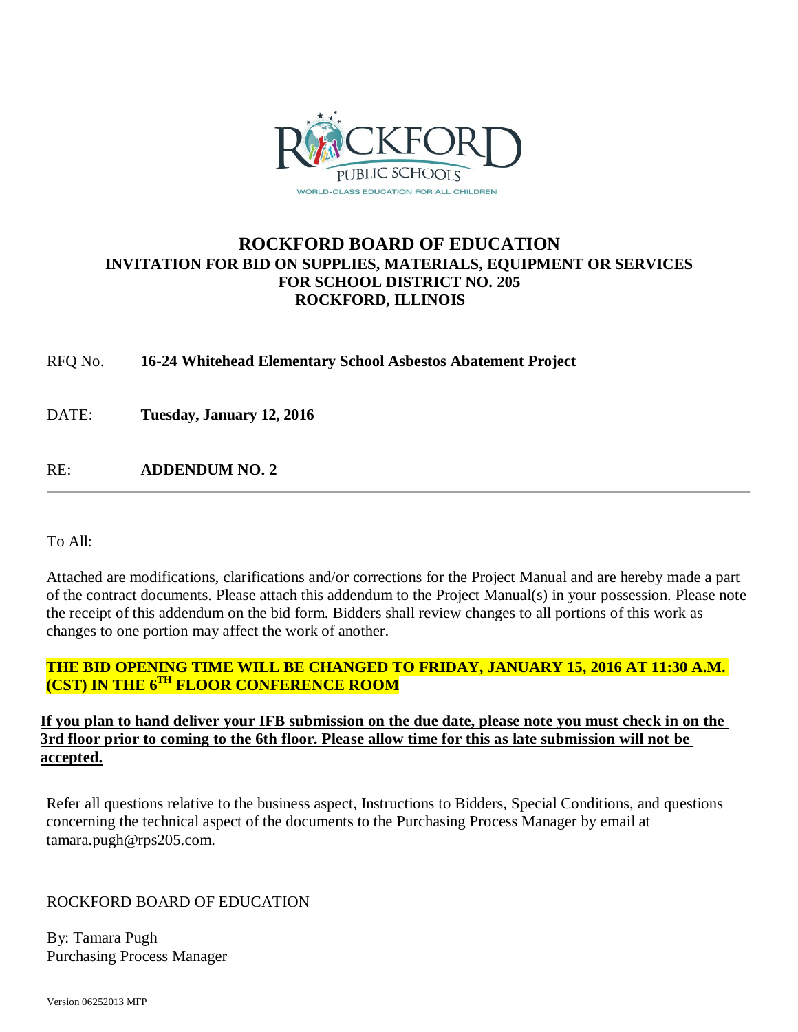ROCKFORD PUBLIC SCHOOLS
WORLD-CLASS EDUCATION FOR ALL CHILDREN

# ROCKFORD BOARD OF EDUCATION
## INVITATION FOR BID ON SUPPLIES, MATERIALS, EQUIPMENT OR SERVICES FOR SCHOOL DISTRICT NO. 205 ROCKFORD, ILLINOIS

RFQ No. **16-24 Whitehead Elementary School Asbestos Abatement Project**

DATE: **Tuesday, January 12, 2016**

RE: **ADDENDUM NO. 2**

---

To All:

Attached are modifications, clarifications and/or corrections for the Project Manual and are hereby made a part of the contract documents. Please attach this addendum to the Project Manual(s) in your possession. Please note the receipt of this addendum on the bid form. Bidders shall review changes to all portions of this work as changes to one portion may affect the work of another.

**THE BID OPENING TIME WILL BE CHANGED TO FRIDAY, JANUARY 15, 2016 AT 11:30 A.M. (CST) IN THE 6TH FLOOR CONFERENCE ROOM**

**If you plan to hand deliver your IFB submission on the due date, please note you must check in on the 3rd floor prior to coming to the 6th floor. Please allow time for this as late submission will not be accepted.**

Refer all questions relative to the business aspect, Instructions to Bidders, Special Conditions, and questions concerning the technical aspect of the documents to the Purchasing Process Manager by email at tamara.pugh@rps205.com.

ROCKFORD BOARD OF EDUCATION

By: Tamara Pugh
Purchasing Process Manager

Version 06252013 MFP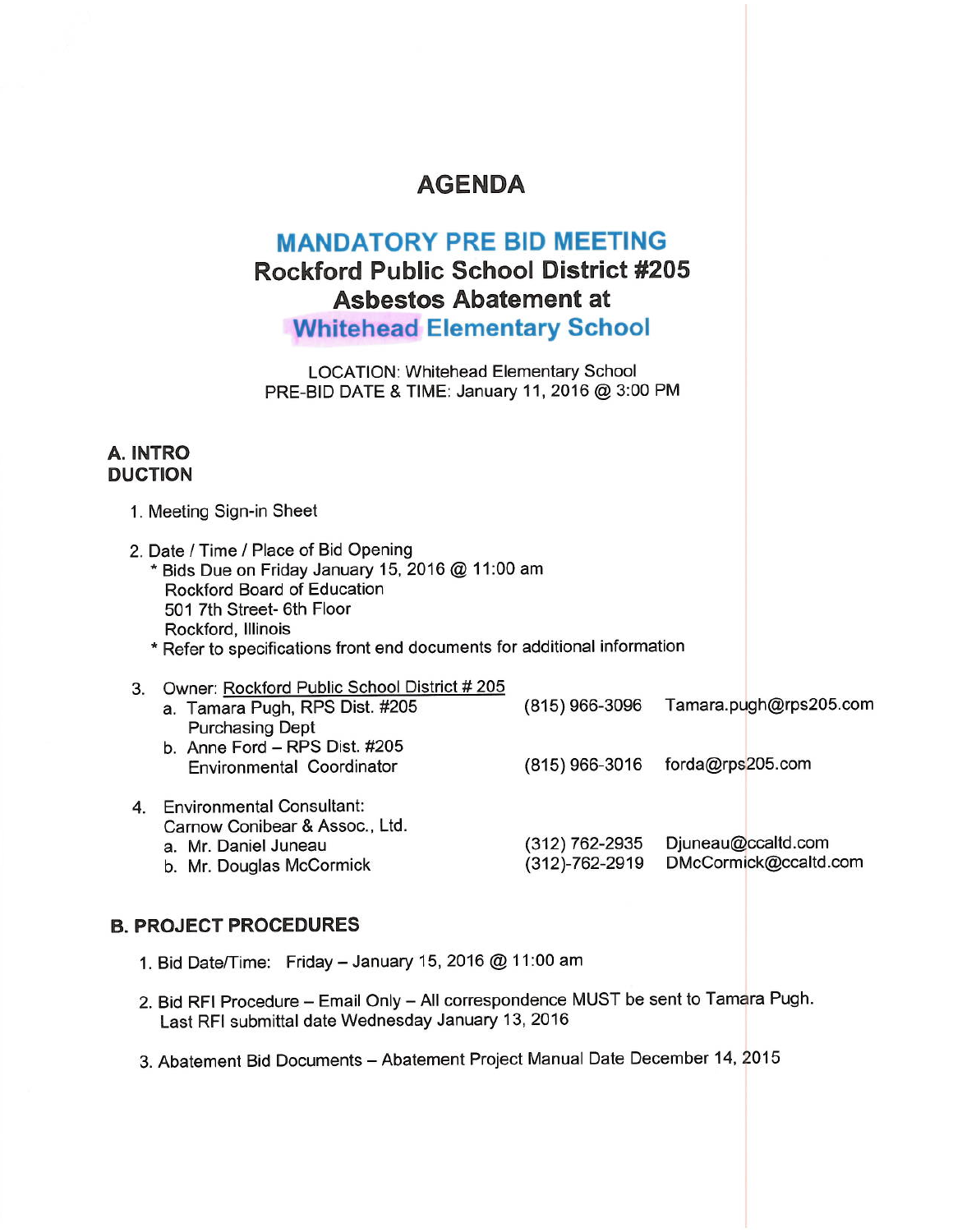# AGENDA

## MANDATORY PRE BID MEETING
## Rockford Public School District #205
## Asbestos Abatement at
## Whitehead Elementary School

LOCATION: Whitehead Elementary School
PRE-BID DATE & TIME: January 11, 2016 @ 3:00 PM

### A. INTRO DUCTION

1. Meeting Sign-in Sheet

2. Date / Time / Place of Bid Opening
   * Bids Due on Friday January 15, 2016 @ 11:00 am
     Rockford Board of Education
     501 7th Street- 6th Floor
     Rockford, Illinois
   * Refer to specifications front end documents for additional information

3. Owner: Rockford Public School District # 205
   a. Tamara Pugh, RPS Dist. #205 Purchasing Dept — (815) 966-3096 — Tamara.pugh@rps205.com
   b. Anne Ford – RPS Dist. #205 Environmental Coordinator — (815) 966-3016 — forda@rps205.com

4. Environmental Consultant:
   Carnow Conibear & Assoc., Ltd.
   a. Mr. Daniel Juneau — (312) 762-2935 — Djuneau@ccaltd.com
   b. Mr. Douglas McCormick — (312)-762-2919 — DMcCormick@ccaltd.com

### B. PROJECT PROCEDURES

1. Bid Date/Time: Friday – January 15, 2016 @ 11:00 am

2. Bid RFI Procedure – Email Only – All correspondence MUST be sent to Tamara Pugh.
   Last RFI submittal date Wednesday January 13, 2016

3. Abatement Bid Documents – Abatement Project Manual Date December 14, 2015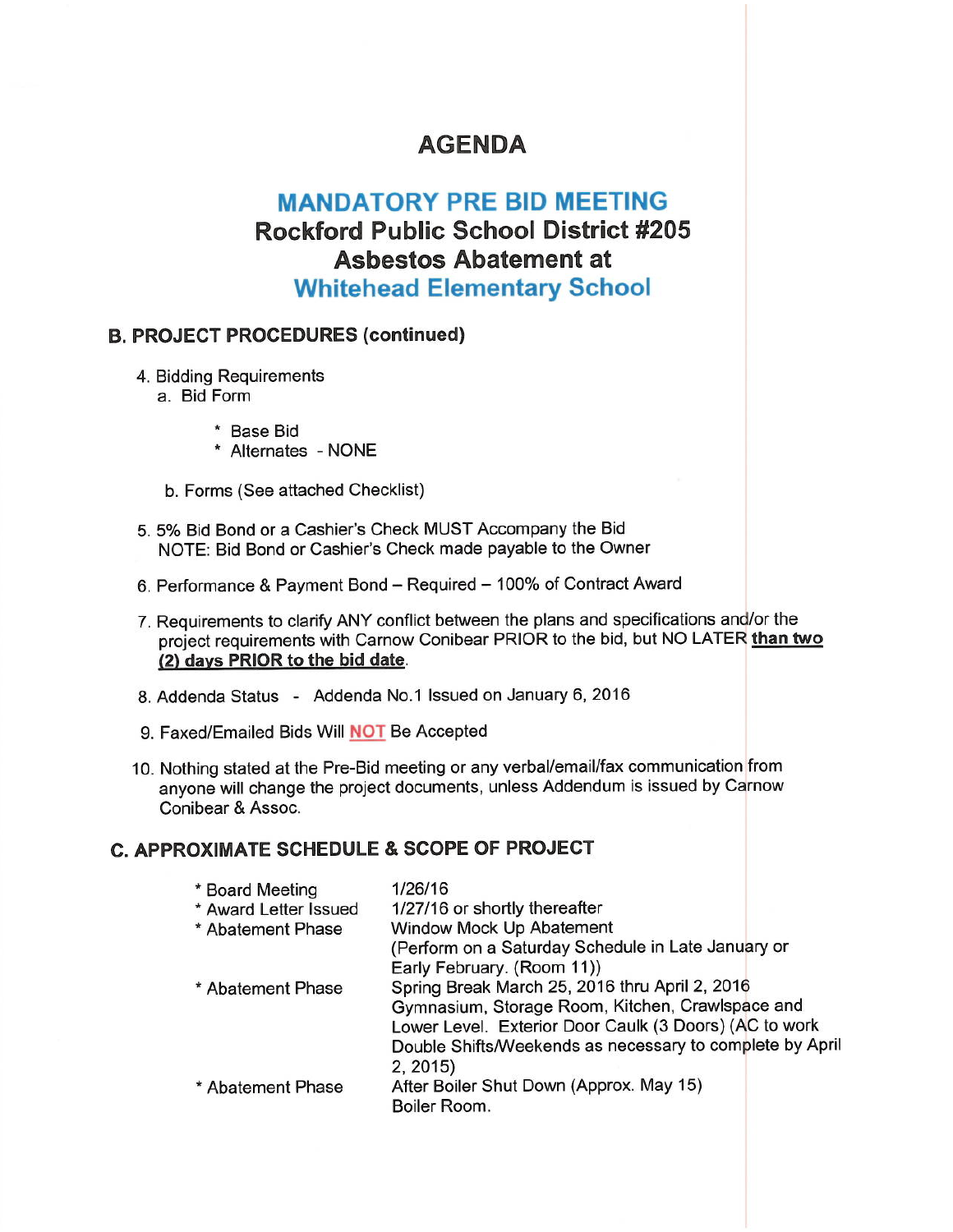# AGENDA

## MANDATORY PRE BID MEETING
## Rockford Public School District #205
## Asbestos Abatement at
## Whitehead Elementary School

### B. PROJECT PROCEDURES (continued)

4. Bidding Requirements
   a. Bid Form

      * Base Bid
      * Alternates - NONE

   b. Forms (See attached Checklist)

5. 5% Bid Bond or a Cashier's Check MUST Accompany the Bid
   NOTE: Bid Bond or Cashier's Check made payable to the Owner

6. Performance & Payment Bond – Required – 100% of Contract Award

7. Requirements to clarify ANY conflict between the plans and specifications and/or the project requirements with Carnow Conibear PRIOR to the bid, but NO LATER **than two (2) days PRIOR to the bid date**.

8. Addenda Status - Addenda No.1 Issued on January 6, 2016

9. Faxed/Emailed Bids Will **NOT** Be Accepted

10. Nothing stated at the Pre-Bid meeting or any verbal/email/fax communication from anyone will change the project documents, unless Addendum is issued by Carnow Conibear & Assoc.

### C. APPROXIMATE SCHEDULE & SCOPE OF PROJECT

| | |
|---|---|
| * Board Meeting | 1/26/16 |
| * Award Letter Issued | 1/27/16 or shortly thereafter |
| * Abatement Phase | Window Mock Up Abatement (Perform on a Saturday Schedule in Late January or Early February. (Room 11)) |
| * Abatement Phase | Spring Break March 25, 2016 thru April 2, 2016 Gymnasium, Storage Room, Kitchen, Crawlspace and Lower Level. Exterior Door Caulk (3 Doors) (AC to work Double Shifts/Weekends as necessary to complete by April 2, 2015) |
| * Abatement Phase | After Boiler Shut Down (Approx. May 15) Boiler Room. |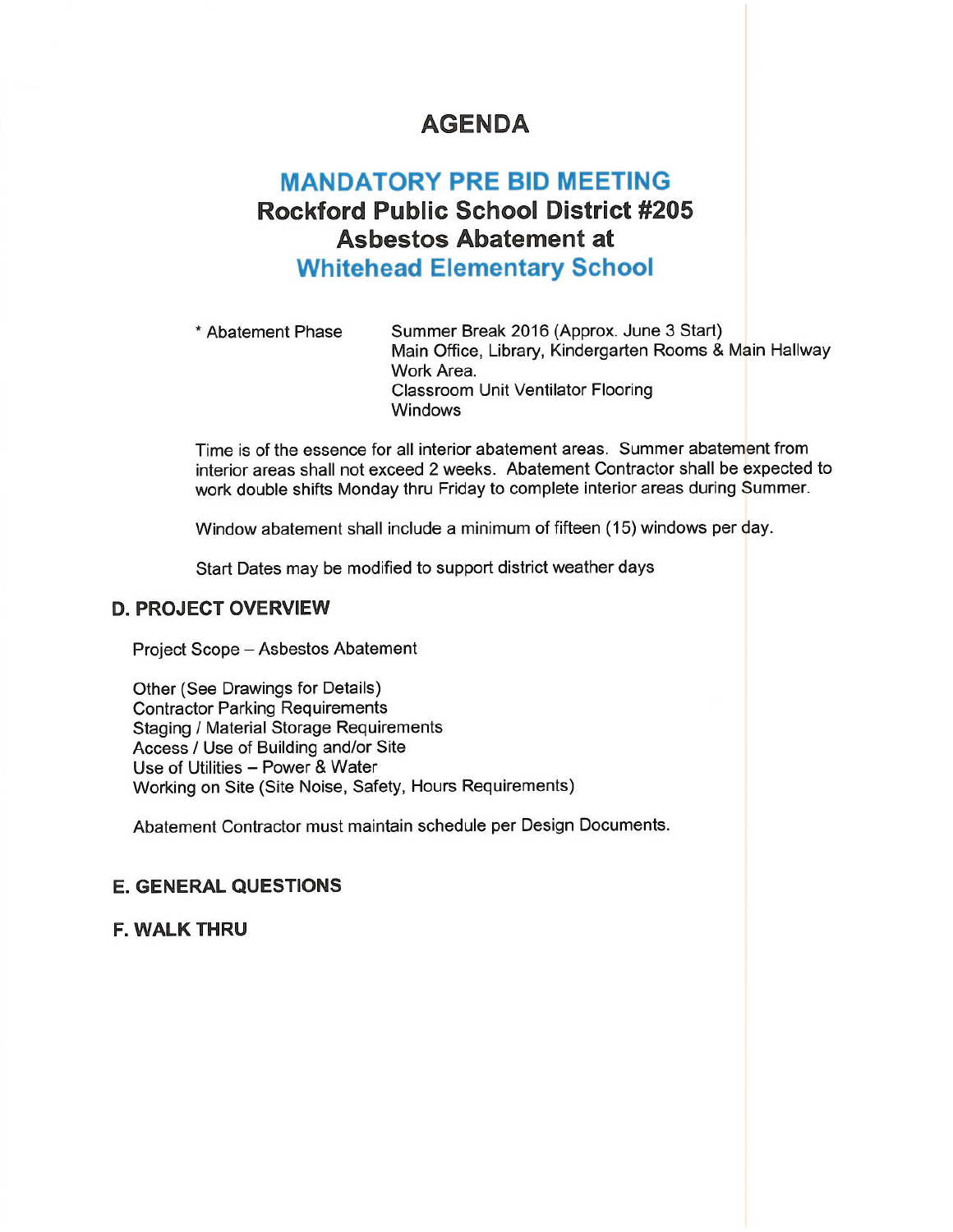# AGENDA

## MANDATORY PRE BID MEETING
## Rockford Public School District #205
## Asbestos Abatement at
## Whitehead Elementary School

| | |
|---|---|
| * Abatement Phase | Summer Break 2016 (Approx. June 3 Start)<br>Main Office, Library, Kindergarten Rooms & Main Hallway Work Area.<br>Classroom Unit Ventilator Flooring<br>Windows |

Time is of the essence for all interior abatement areas. Summer abatement from interior areas shall not exceed 2 weeks. Abatement Contractor shall be expected to work double shifts Monday thru Friday to complete interior areas during Summer.

Window abatement shall include a minimum of fifteen (15) windows per day.

Start Dates may be modified to support district weather days

### D. PROJECT OVERVIEW

Project Scope – Asbestos Abatement

Other (See Drawings for Details)
Contractor Parking Requirements
Staging / Material Storage Requirements
Access / Use of Building and/or Site
Use of Utilities – Power & Water
Working on Site (Site Noise, Safety, Hours Requirements)

Abatement Contractor must maintain schedule per Design Documents.

### E. GENERAL QUESTIONS

### F. WALK THRU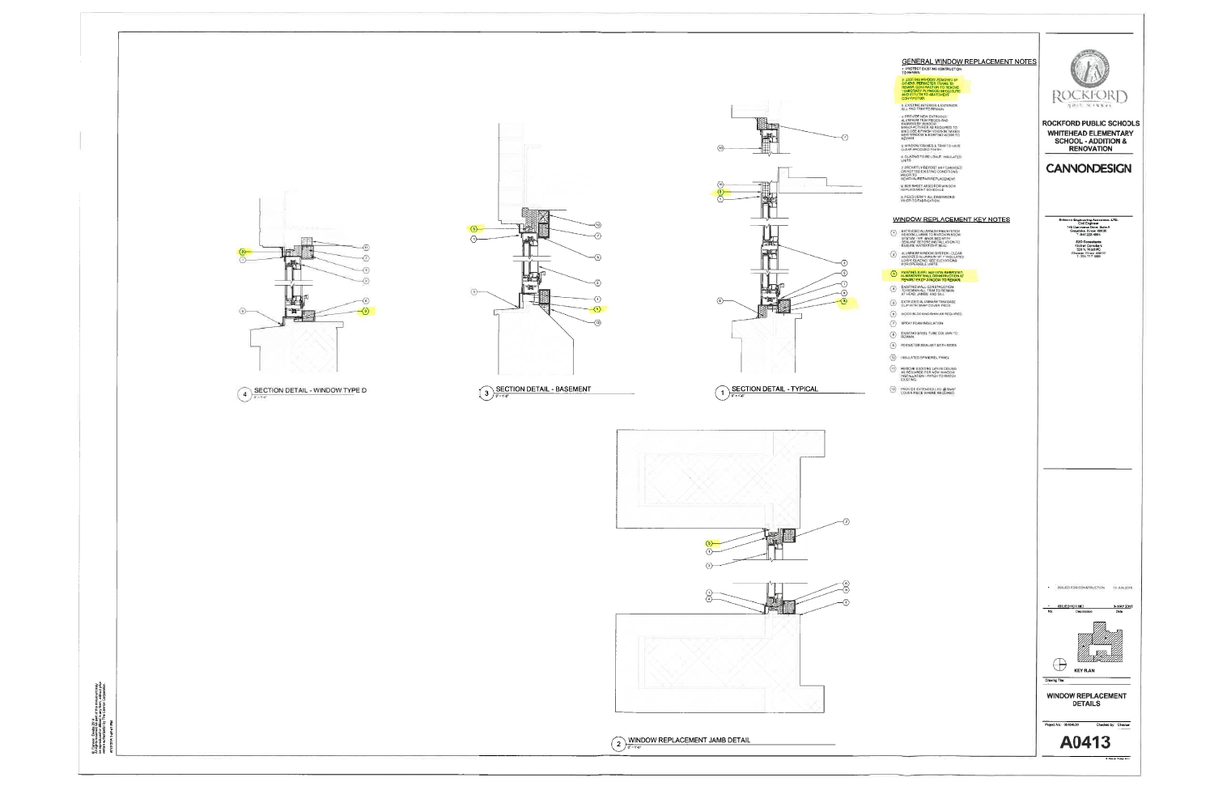## GENERAL WINDOW REPLACEMENT NOTES

1. PROTECT EXISTING CONSTRUCTION TO REMAIN.
2. EXISTING WINDOWS REMOVED BY OTHERS. PERIMETER FRAME TO REMAIN. CONTRACTOR TO REMOVE TEMPORARY PLYWOOD ENCLOSURE AND PERIMETER FRAME. COORDINATE WITH ABATEMENT CONTRACTOR.
3. EXISTING INTERIOR & EXTERIOR SILL PAN / TRIM TO REMAIN.
4. PROVIDE NEW EXTRUDED ALUMINUM TRIM PIECES AND FLASHING BY WINDOW MANUFACTURER AS REQUIRED TO ENCLOSE BETWEEN WINDOW WHERE NEW WINDOW & EXISTING ADJACENT ADJOIN.
5. WINDOW FRAMES & TRIM TO HAVE CLEAR ANODIZED FINISH.
6. GLAZING TO BE LOW-E INSULATED UNITS.
7. PROMPTLY REPORT ANY DAMAGED OR ROTTED EXISTING CONDITIONS PRIOR TO REMOVAL/REPAIR/REPLACEMENT.
8. SEE SHEET A5000 FOR WINDOW REPLACEMENT SCHEDULE.
9. FIELD VERIFY ALL DIMENSIONS PRIOR TO FABRICATION.

## WINDOW REPLACEMENT KEY NOTES

1. EXTRUDED ALUMINUM FIN SYSTEM ... PERIMETER TO MATCH WINDOW SYSTEM - SET BACK BED WITH SEALANT TO FORM CONTINUOUS SEAL ... ENSURE WATERTIGHT SEAL.
2. ALUMINUM WINDOW SYSTEM - CLEAR ANODIZED ALUMINUM W/ 1" INSULATED LOW-E GLAZING. SEE ELEVATIONS FOR OPERABLE UNITS.
3. EXISTING SURFACE AND LOW EMBEDDED IN MASONRY WALL CONSTRUCTION AT PERIMETER OF WINDOW TO REMAIN.
4. EXISTING WALL CONSTRUCTION TO REMAIN - ALL TRIM TO REMAIN AT HEAD, JAMBS AND SILL.
5. EXTRUDED ALUMINUM TRIM BASE CLIP WITH SNAP COVER PIECE.
6. WOOD BLOCKING/SHIM AS REQUIRED.
7. SPRAY FOAM INSULATION.
8. EXISTING STEEL TUBE COLUMN TO REMAIN.
9. PERIMETER SEALANT BOTH SIDES.
10. INSULATED SPANDREL PANEL.
11. REMOVE EXISTING LATH & CEILING AS REQUIRED FOR NEW WINDOW INSTALLATION - PATCH TO MATCH EXISTING.
12. PROVIDE EXTENDED LEG @ SNAP COVER PIECE WHERE REQUIRED.

4 SECTION DETAIL - WINDOW TYPE D
3" = 1'-0"

3 SECTION DETAIL - BASEMENT
3" = 1'-0"

1 SECTION DETAIL - TYPICAL
3" = 1'-0"

2 WINDOW REPLACEMENT JAMB DETAIL
3" = 1'-0"

ROCKFORD PUBLIC SCHOOLS

ROCKFORD PUBLIC SCHOOLS
WHITEHEAD ELEMENTARY SCHOOL - ADDITION & RENOVATION

CANNONDESIGN

| No. | Description | Date |
|---|---|---|
| - | ISSUED FOR CONSTRUCTION | 12 JUN 2015 |
| - | ISSUED FOR BID | 5 MAY 2015 |

KEY PLAN

Drawing Title:
WINDOW REPLACEMENT DETAILS

Project No.: 06406.00 Checked by: Checker

A0413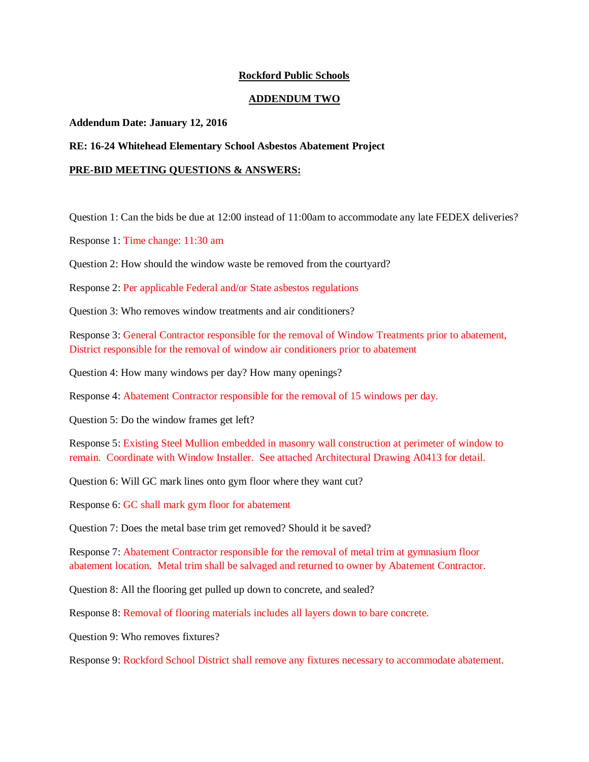**Rockford Public Schools**

**ADDENDUM TWO**

**Addendum Date: January 12, 2016**

**RE: 16-24 Whitehead Elementary School Asbestos Abatement Project**

**PRE-BID MEETING QUESTIONS & ANSWERS:**

Question 1: Can the bids be due at 12:00 instead of 11:00am to accommodate any late FEDEX deliveries?

Response 1: Time change: 11:30 am

Question 2: How should the window waste be removed from the courtyard?

Response 2: Per applicable Federal and/or State asbestos regulations

Question 3: Who removes window treatments and air conditioners?

Response 3: General Contractor responsible for the removal of Window Treatments prior to abatement, District responsible for the removal of window air conditioners prior to abatement

Question 4: How many windows per day? How many openings?

Response 4: Abatement Contractor responsible for the removal of 15 windows per day.

Question 5: Do the window frames get left?

Response 5: Existing Steel Mullion embedded in masonry wall construction at perimeter of window to remain. Coordinate with Window Installer. See attached Architectural Drawing A0413 for detail.

Question 6: Will GC mark lines onto gym floor where they want cut?

Response 6: GC shall mark gym floor for abatement

Question 7: Does the metal base trim get removed? Should it be saved?

Response 7: Abatement Contractor responsible for the removal of metal trim at gymnasium floor abatement location. Metal trim shall be salvaged and returned to owner by Abatement Contractor.

Question 8: All the flooring get pulled up down to concrete, and sealed?

Response 8: Removal of flooring materials includes all layers down to bare concrete.

Question 9: Who removes fixtures?

Response 9: Rockford School District shall remove any fixtures necessary to accommodate abatement.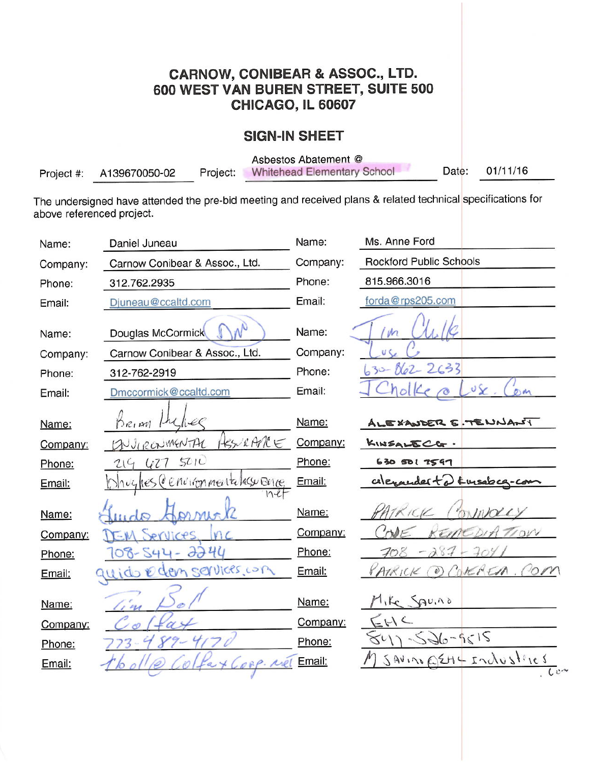# CARNOW, CONIBEAR & ASSOC., LTD.
## 600 WEST VAN BUREN STREET, SUITE 500
## CHICAGO, IL 60607

## SIGN-IN SHEET

Project #: A139670050-02 Project: Asbestos Abatement @ Whitehead Elementary School Date: 01/11/16

The undersigned have attended the pre-bid meeting and received plans & related technical specifications for above referenced project.

| | | | |
|---|---|---|---|
| Name: | Daniel Juneau | Name: | Ms. Anne Ford |
| Company: | Carnow Conibear & Assoc., Ltd. | Company: | Rockford Public Schools |
| Phone: | 312.762.2935 | Phone: | 815.966.3016 |
| Email: | Djuneau@ccaltd.com | Email: | forda@rps205.com |
| Name: | Douglas McCormick DM | Name: | Jim Chlke |
| Company: | Carnow Conibear & Assoc., Ltd. | Company: | Lusc C |
| Phone: | 312-762-2919 | Phone: | 630-862-2633 |
| Email: | Dmccormick@ccaltd.com | Email: | JChlke@Lusc.Com |
| Name: | Brian Hughes | Name: | ALEXANDER E. TENNANT |
| Company: | ENVIRONMENTAL ASSURANCE | Company: | KINSALE CO. |
| Phone: | 219 427 5210 | Phone: | 630 501 7597 |
| Email: | bhughes@environmentalassurance.net | Email: | alexandert@kinsaleco.com |
| Name: | Guido Gormick | Name: | PATRICK CONNOLLY |
| Company: | DEM Services, Inc | Company: | CORE REMEDIATION |
| Phone: | 708-544-2244 | Phone: | 708-287-7041 |
| Email: | guido@demservices.com | Email: | PATRICK@COREREM.COM |
| Name: | Tim Boll | Name: | Mike Savino |
| Company: | Colfax | Company: | EHC |
| Phone: | 773-489-4170 | Phone: | 847-526-9515 |
| Email: | tboll@ColfaxCorp.net | Email: | MSAVINO@EHC Industries.Com |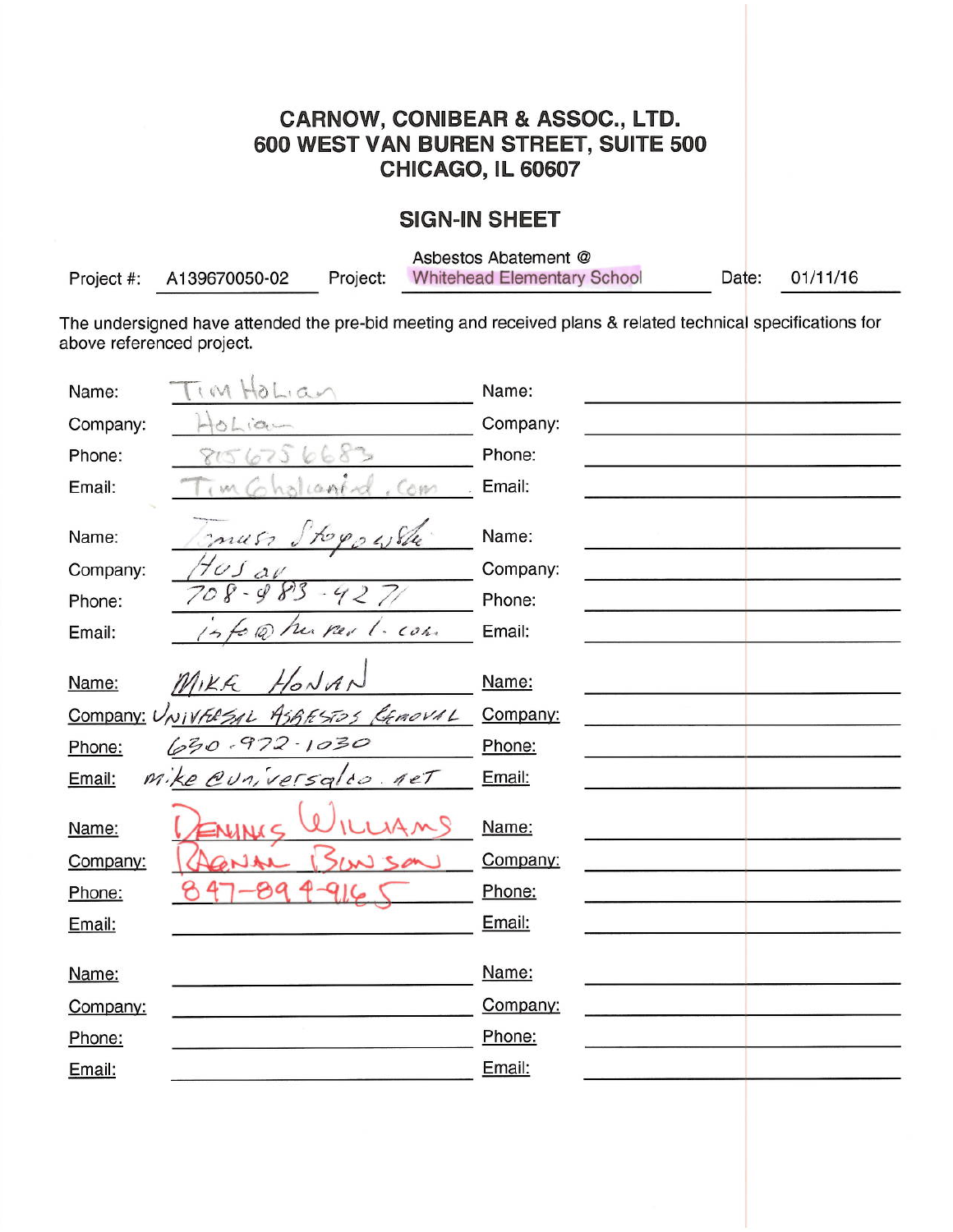# CARNOW, CONIBEAR & ASSOC., LTD.
# 600 WEST VAN BUREN STREET, SUITE 500
# CHICAGO, IL 60607

## SIGN-IN SHEET

Project #: A139670050-02 Project: Asbestos Abatement @ Whitehead Elementary School Date: 01/11/16

The undersigned have attended the pre-bid meeting and received plans & related technical specifications for above referenced project.

| | | | |
|---|---|---|---|
| Name: | Tim Holian | Name: | |
| Company: | Holian | Company: | |
| Phone: | 815 675 6683 | Phone: | |
| Email: | Tim@holianfd.com | Email: | |
| Name: | Tomasz Stopowski | Name: | |
| Company: | Husar | Company: | |
| Phone: | 708-983-4271 | Phone: | |
| Email: | info@husarl.com | Email: | |
| Name: | MIKE HONAN | Name: | |
| Company: | UNIVERSAL ASBESTOS REMOVAL | Company: | |
| Phone: | 630-972-1030 | Phone: | |
| Email: | mike@universalco.net | Email: | |
| Name: | DENNIS WILLIAMS | Name: | |
| Company: | RAGNAR BENSON | Company: | |
| Phone: | 847-894-9165 | Phone: | |
| Email: | | Email: | |
| Name: | | Name: | |
| Company: | | Company: | |
| Phone: | | Phone: | |
| Email: | | Email: | |